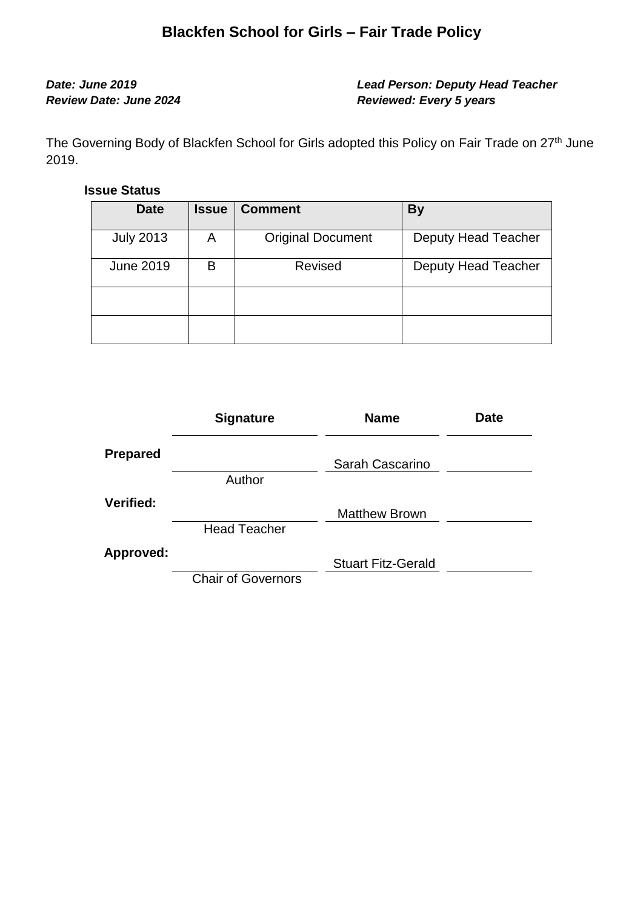# Blackfen School for Girls – Fair Trade Policy

***Date: June 2019***
***Review Date: June 2024***

***Lead Person: Deputy Head Teacher***
***Reviewed: Every 5 years***

The Governing Body of Blackfen School for Girls adopted this Policy on Fair Trade on 27th June 2019.

**Issue Status**

| Date | Issue | Comment | By |
|---|---|---|---|
| July 2013 | A | Original Document | Deputy Head Teacher |
| June 2019 | B | Revised | Deputy Head Teacher |
| | | | |
| | | | |

| | Signature | Name | Date |
|---|---|---|---|
| **Prepared** | Author | Sarah Cascarino | |
| **Verified:** | Head Teacher | Matthew Brown | |
| **Approved:** | Chair of Governors | Stuart Fitz-Gerald | |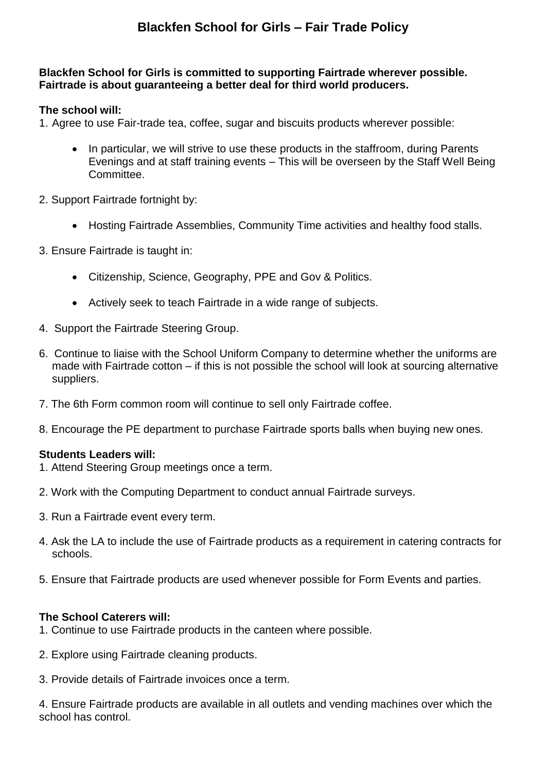# Blackfen School for Girls – Fair Trade Policy

**Blackfen School for Girls is committed to supporting Fairtrade wherever possible. Fairtrade is about guaranteeing a better deal for third world producers.**

**The school will:**

1. Agree to use Fair-trade tea, coffee, sugar and biscuits products wherever possible:
   - In particular, we will strive to use these products in the staffroom, during Parents Evenings and at staff training events – This will be overseen by the Staff Well Being Committee.
2. Support Fairtrade fortnight by:
   - Hosting Fairtrade Assemblies, Community Time activities and healthy food stalls.
3. Ensure Fairtrade is taught in:
   - Citizenship, Science, Geography, PPE and Gov & Politics.
   - Actively seek to teach Fairtrade in a wide range of subjects.
4. Support the Fairtrade Steering Group.

6. Continue to liaise with the School Uniform Company to determine whether the uniforms are made with Fairtrade cotton – if this is not possible the school will look at sourcing alternative suppliers.
7. The 6th Form common room will continue to sell only Fairtrade coffee.
8. Encourage the PE department to purchase Fairtrade sports balls when buying new ones.

**Students Leaders will:**

1. Attend Steering Group meetings once a term.
2. Work with the Computing Department to conduct annual Fairtrade surveys.
3. Run a Fairtrade event every term.
4. Ask the LA to include the use of Fairtrade products as a requirement in catering contracts for schools.
5. Ensure that Fairtrade products are used whenever possible for Form Events and parties.

**The School Caterers will:**

1. Continue to use Fairtrade products in the canteen where possible.
2. Explore using Fairtrade cleaning products.
3. Provide details of Fairtrade invoices once a term.
4. Ensure Fairtrade products are available in all outlets and vending machines over which the school has control.